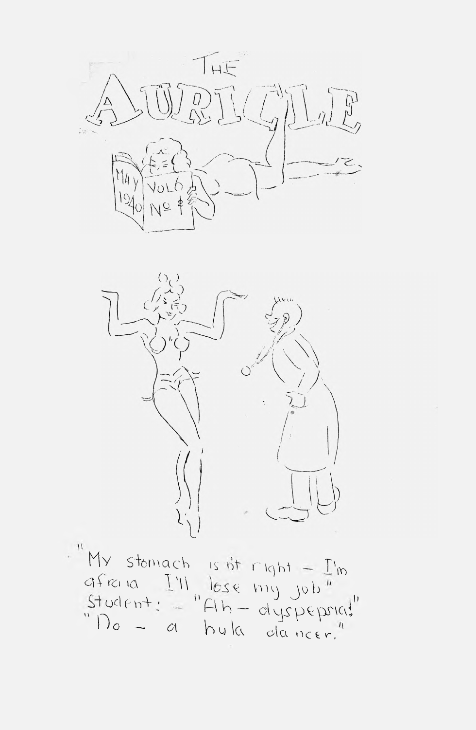# THE AURICLE

MAY 1940 VOL 6 No 2

"My stomach is n't right — I'm afraid I'll lose my job"
Student: — "Ah — dyspepsia!"
"No — a hula dancer."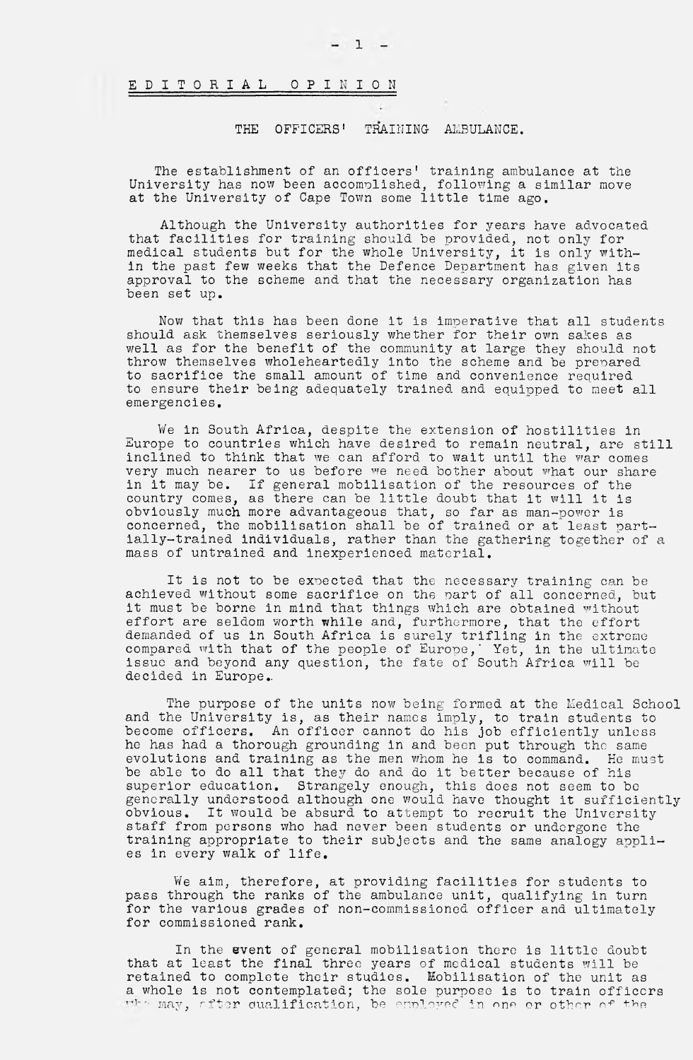# EDITORIAL OPINION

## THE OFFICERS' TRAINING AMBULANCE.

The establishment of an officers' training ambulance at the University has now been accomplished, following a similar move at the University of Cape Town some little time ago.

Although the University authorities for years have advocated that facilities for training should be provided, not only for medical students but for the whole University, it is only within the past few weeks that the Defence Department has given its approval to the scheme and that the necessary organization has been set up.

Now that this has been done it is imperative that all students should ask themselves seriously whether for their own sakes as well as for the benefit of the community at large they should not throw themselves wholeheartedly into the scheme and be prepared to sacrifice the small amount of time and convenience required to ensure their being adequately trained and equipped to meet all emergencies.

We in South Africa, despite the extension of hostilities in Europe to countries which have desired to remain neutral, are still inclined to think that we can afford to wait until the war comes very much nearer to us before we need bother about what our share in it may be. If general mobilisation of the resources of the country comes, as there can be little doubt that it will it is obviously much more advantageous that, so far as man-power is concerned, the mobilisation shall be of trained or at least partially-trained individuals, rather than the gathering together of a mass of untrained and inexperienced material.

It is not to be expected that the necessary training can be achieved without some sacrifice on the part of all concerned, but it must be borne in mind that things which are obtained without effort are seldom worth while and, furthermore, that the effort demanded of us in South Africa is surely trifling in the extreme compared with that of the people of Europe. Yet, in the ultimate issue and beyond any question, the fate of South Africa will be decided in Europe.

The purpose of the units now being formed at the Medical School and the University is, as their names imply, to train students to become officers. An officer cannot do his job efficiently unless he has had a thorough grounding in and been put through the same evolutions and training as the men whom he is to command. He must be able to do all that they do and do it better because of his superior education. Strangely enough, this does not seem to be generally understood although one would have thought it sufficiently obvious. It would be absurd to attempt to recruit the University staff from persons who had never been students or undergone the training appropriate to their subjects and the same analogy applies in every walk of life.

We aim, therefore, at providing facilities for students to pass through the ranks of the ambulance unit, qualifying in turn for the various grades of non-commissioned officer and ultimately for commissioned rank.

In the event of general mobilisation there is little doubt that at least the final three years of medical students will be retained to complete their studies. Mobilisation of the unit as a whole is not contemplated; the sole purpose is to train officers who may, after qualification, be employed in one or other of the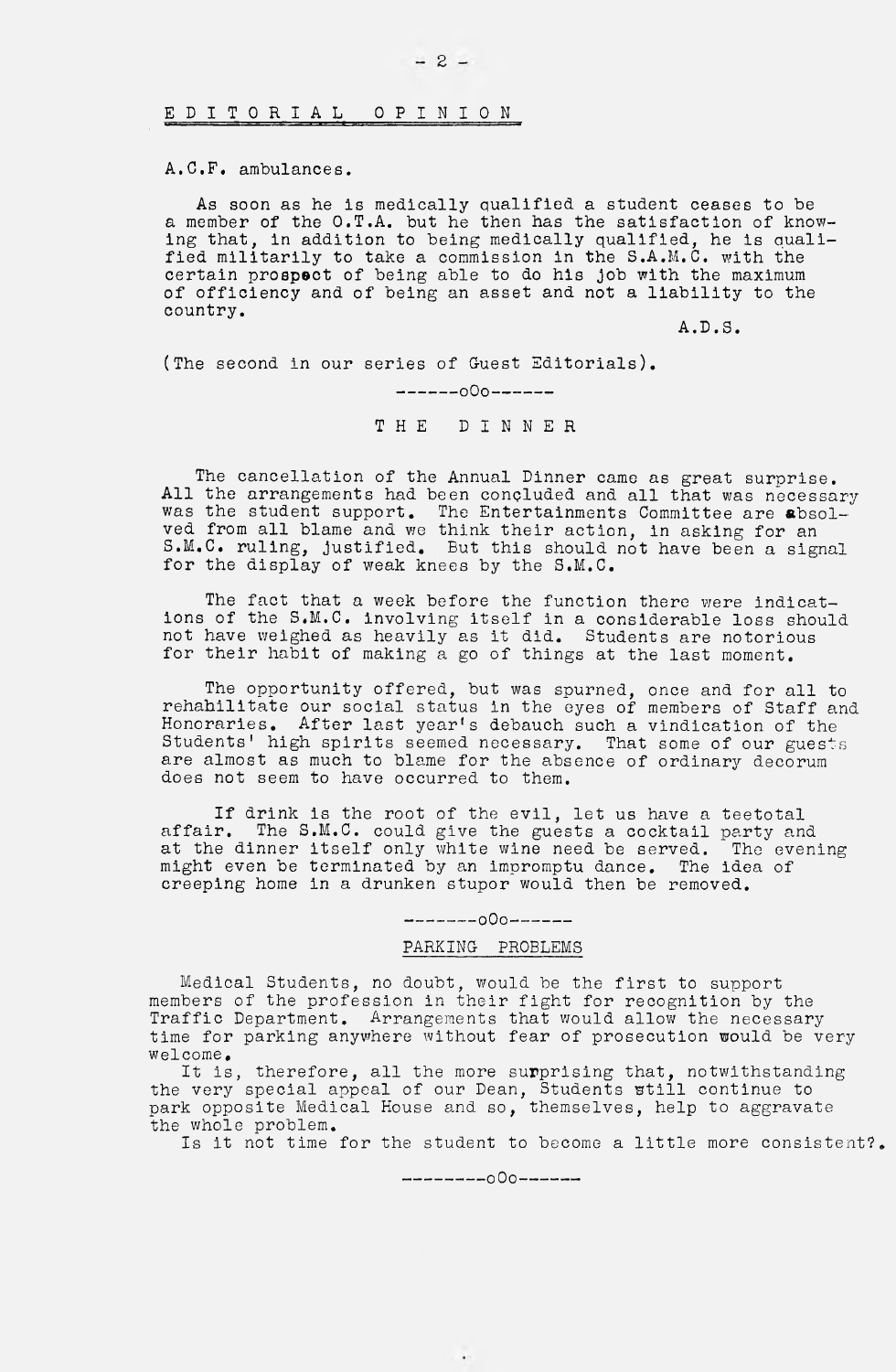## EDITORIAL OPINION

A.C.F. ambulances.

As soon as he is medically qualified a student ceases to be a member of the O.T.A. but he then has the satisfaction of knowing that, in addition to being medically qualified, he is qualified militarily to take a commission in the S.A.M.C. with the certain prospect of being able to do his job with the maximum of officiency and of being an asset and not a liability to the country.

A.D.S.

(The second in our series of Guest Editorials).

------oOo------

## THE DINNER

The cancellation of the Annual Dinner came as great surprise. All the arrangements had been concluded and all that was necessary was the student support. The Entertainments Committee are absolved from all blame and we think their action, in asking for an S.M.C. ruling, justified. But this should not have been a signal for the display of weak knees by the S.M.C.

The fact that a week before the function there were indications of the S.M.C. involving itself in a considerable loss should not have weighed as heavily as it did. Students are notorious for their habit of making a go of things at the last moment.

The opportunity offered, but was spurned, once and for all to rehabilitate our social status in the eyes of members of Staff and Honoraries. After last year's debauch such a vindication of the Students' high spirits seemed necessary. That some of our guests are almost as much to blame for the absence of ordinary decorum does not seem to have occurred to them.

If drink is the root of the evil, let us have a teetotal affair. The S.M.C. could give the guests a cocktail party and at the dinner itself only white wine need be served. The evening might even be terminated by an impromptu dance. The idea of creeping home in a drunken stupor would then be removed.

-------oOo------

## PARKING PROBLEMS

Medical Students, no doubt, would be the first to support members of the profession in their fight for recognition by the Traffic Department. Arrangements that would allow the necessary time for parking anywhere without fear of prosecution would be very welcome.

It is, therefore, all the more surprising that, notwithstanding the very special appeal of our Dean, Students still continue to park opposite Medical House and so, themselves, help to aggravate the whole problem.

Is it not time for the student to become a little more consistent?.

---------oOo------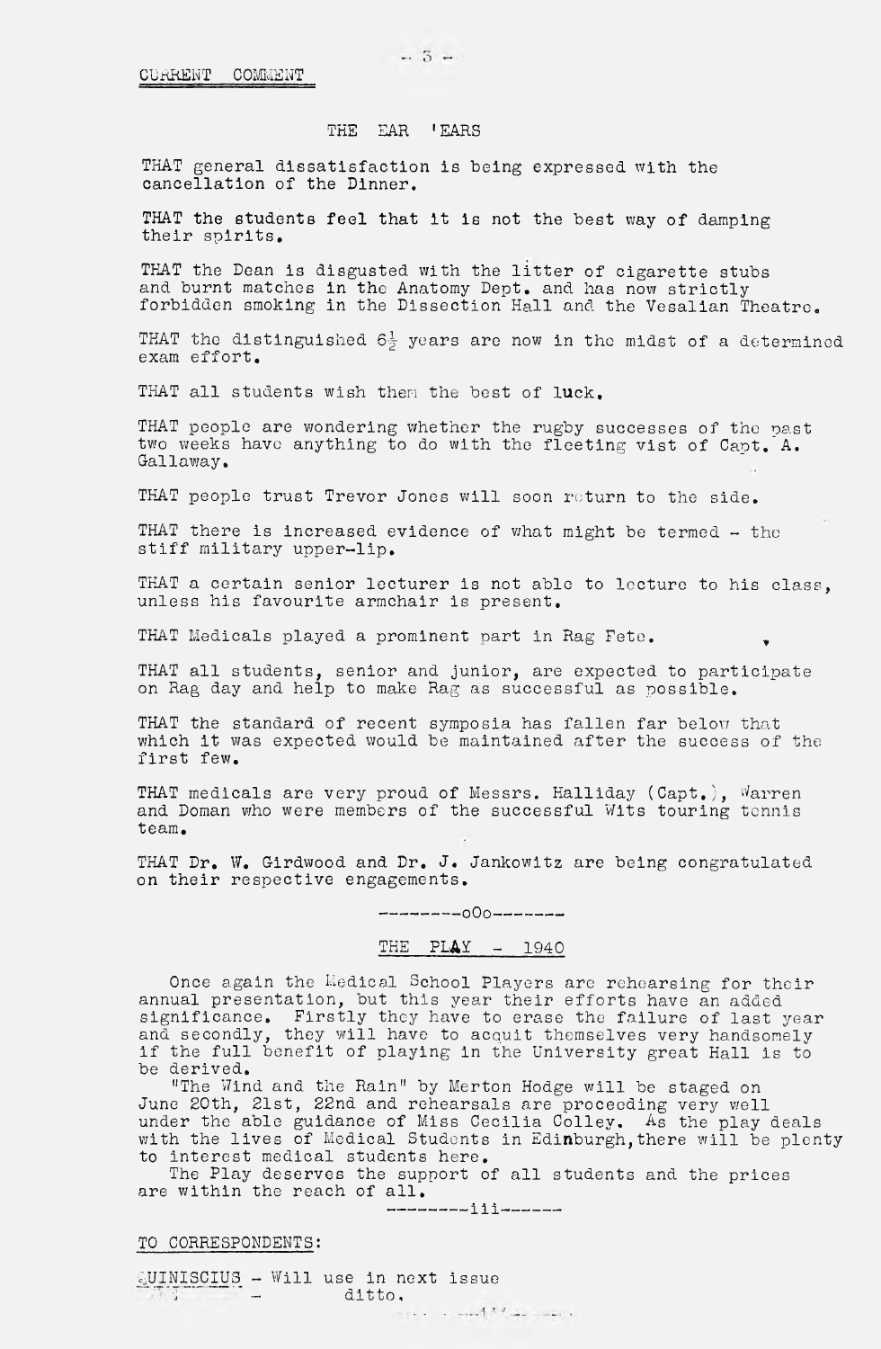CURRENT COMMENT

## THE EAR 'EARS

THAT general dissatisfaction is being expressed with the cancellation of the Dinner.

THAT the students feel that it is not the best way of damping their spirits.

THAT the Dean is disgusted with the litter of cigarette stubs and burnt matches in the Anatomy Dept. and has now strictly forbidden smoking in the Dissection Hall and the Vesalian Theatre.

THAT the distinguished 6½ years are now in the midst of a determined exam effort.

THAT all students wish them the best of luck.

THAT people are wondering whether the rugby successes of the past two weeks have anything to do with the fleeting vist of Capt. A. Gallaway.

THAT people trust Trevor Jones will soon return to the side.

THAT there is increased evidence of what might be termed - the stiff military upper-lip.

THAT a certain senior lecturer is not able to lecture to his class, unless his favourite armchair is present.

THAT Medicals played a prominent part in Rag Fete.

THAT all students, senior and junior, are expected to participate on Rag day and help to make Rag as successful as possible.

THAT the standard of recent symposia has fallen far below that which it was expected would be maintained after the success of the first few.

THAT medicals are very proud of Messrs. Halliday (Capt.), Warren and Doman who were members of the successful Wits touring tennis team.

THAT Dr. W. Girdwood and Dr. J. Jankowitz are being congratulated on their respective engagements.

---------oOo--------

## THE PLAY - 1940

Once again the Medical School Players are rehearsing for their annual presentation, but this year their efforts have an added significance. Firstly they have to erase the failure of last year and secondly, they will have to acquit themselves very handsomely if the full benefit of playing in the University great Hall is to be derived.

"The Wind and the Rain" by Merton Hodge will be staged on June 20th, 21st, 22nd and rehearsals are proceeding very well under the able guidance of Miss Cecilia Colley. As the play deals with the lives of Medical Students in Edinburgh, there will be plenty to interest medical students here.

The Play deserves the support of all students and the prices are within the reach of all.

---------iii------

TO CORRESPONDENTS:

QUINISCIUS - Will use in next issue
 - ditto.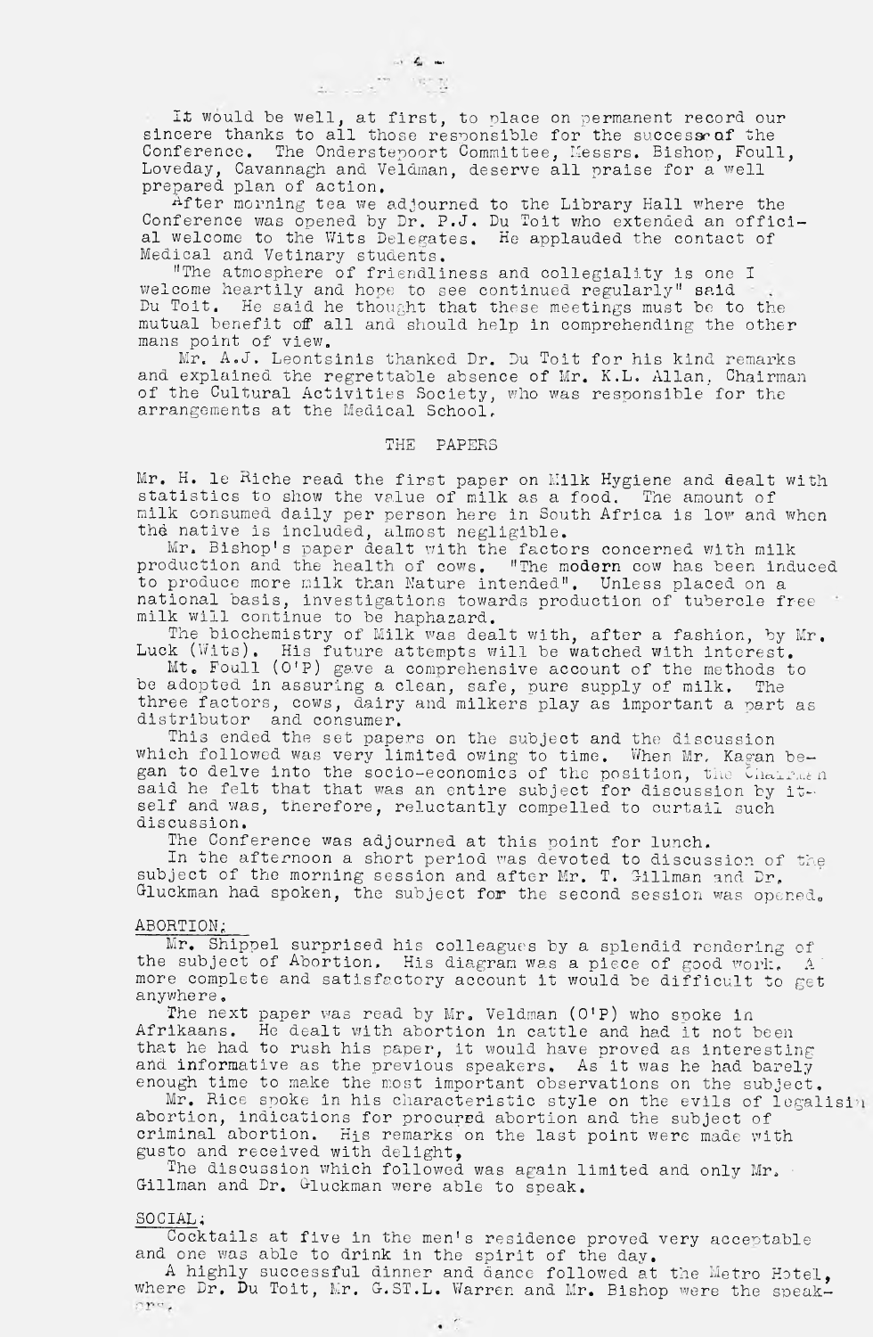It would be well, at first, to place on permanent record our sincere thanks to all those responsible for the success of the Conference. The Onderstepoort Committee, Messrs. Bishop, Foull, Loveday, Cavannagh and Veldman, deserve all praise for a well prepared plan of action.

After morning tea we adjourned to the Library Hall where the Conference was opened by Dr. P.J. Du Toit who extended an official welcome to the Wits Delegates. He applauded the contact of Medical and Vetinary students.

"The atmosphere of friendliness and collegiality is one I welcome heartily and hope to see continued regularly" said Du Toit. He said he thought that these meetings must be to the mutual benefit off all and should help in comprehending the other mans point of view.

Mr. A.J. Leontsinis thanked Dr. Du Toit for his kind remarks and explained the regrettable absence of Mr. K.L. Allan, Chairman of the Cultural Activities Society, who was responsible for the arrangements at the Medical School.

## THE PAPERS

Mr. H. le Riche read the first paper on Milk Hygiene and dealt with statistics to show the value of milk as a food. The amount of milk consumed daily per person here in South Africa is low and when the native is included, almost negligible.

Mr. Bishop's paper dealt with the factors concerned with milk production and the health of cows. "The modern cow has been induced to produce more milk than Nature intended". Unless placed on a national basis, investigations towards production of tubercle free milk will continue to be haphazard.

The biochemistry of Milk was dealt with, after a fashion, by Mr. Luck (Wits). His future attempts will be watched with interest.

Mt. Foull (O'P) gave a comprehensive account of the methods to be adopted in assuring a clean, safe, pure supply of milk. The three factors, cows, dairy and milkers play as important a part as distributor and consumer.

This ended the set papers on the subject and the discussion which followed was very limited owing to time. When Mr. Kagan began to delve into the socio-economics of the position, the Chairman said he felt that that was an entire subject for discussion by itself and was, therefore, reluctantly compelled to curtail such discussion.

The Conference was adjourned at this point for lunch.

In the afternoon a short period was devoted to discussion of the subject of the morning session and after Mr. T. Gillman and Dr. Gluckman had spoken, the subject for the second session was opened.

## ABORTION:

Mr. Shippel surprised his colleagues by a splendid rendering of the subject of Abortion. His diagram was a piece of good work. A more complete and satisfactory account it would be difficult to get anywhere.

The next paper was read by Mr. Veldman (O'P) who spoke in Afrikaans. He dealt with abortion in cattle and had it not been that he had to rush his paper, it would have proved as interesting and informative as the previous speakers. As it was he had barely enough time to make the most important observations on the subject.

Mr. Rice spoke in his characteristic style on the evils of legalising abortion, indications for procured abortion and the subject of criminal abortion. His remarks on the last point were made with gusto and received with delight.

The discussion which followed was again limited and only Mr. Gillman and Dr. Gluckman were able to speak.

## SOCIAL:

Cocktails at five in the men's residence proved very acceptable and one was able to drink in the spirit of the day.

A highly successful dinner and dance followed at the Metro Hotel, where Dr. Du Toit, Mr. G.ST.L. Warren and Mr. Bishop were the speakers.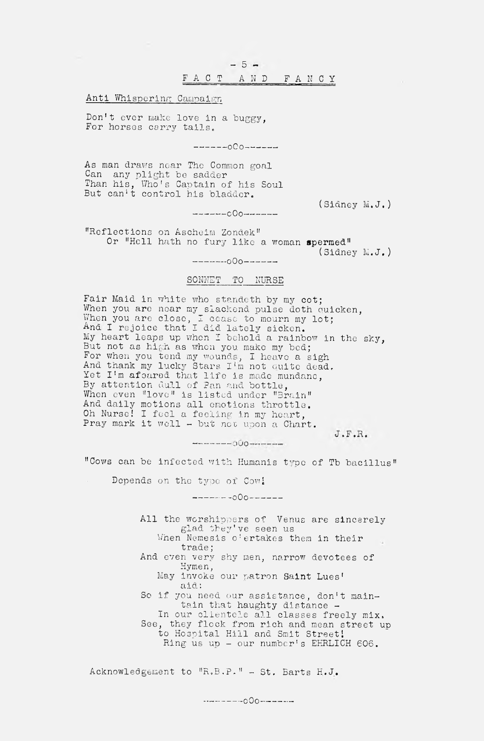## FACT AND FANCY

Anti Whispering Campaign

Don't ever make love in a buggy,
For horses carry tails.

------oOo------

As man draws near The Common goal
Can any plight be sadder
Than his, Who's Captain of his Soul
But can't control his bladder.

(Sidney M.J.)

------oOo------

"Reflections on Ascheim Zondek"
Or "Hell hath no fury like a woman **spermed**"

(Sidney M.J.)

------oOo------

### SONNET TO NURSE

Fair Maid in white who standeth by my cot;
When you are near my slackend pulse doth quicken,
When you are close, I cease to mourn my lot;
And I rejoice that I did lately sicken.
My heart leaps up when I behold a rainbow in the sky,
But not as high as when you make my bed;
For when you tend my wounds, I heave a sigh
And thank my lucky Stars I'm not quite dead.
Yet I'm afeared that life is made mundane,
By attention dull of Pan and bottle,
When even "love" is listed under "Brain"
And daily motions all emotions throttle.
Oh Nurse! I feel a feeling in my heart,
Pray mark it well - but not upon a Chart.

J.F.R.

------oOo------

"Cows can be infected with Humanis type of Tb bacillus"

Depends on the type of Cow!

------oOo------

All the worshippers of Venus are sincerely glad they've seen us
When Nemesis o'ertakes them in their trade;
And even very shy men, narrow devotees of Hymen,
May invoke our patron **Saint** Lues' aid:
So if you need our assistance, don't maintain that haughty distance -
In our clientele all classes freely mix.
See, they flock from rich and mean street up to Hospital Hill and Smit Street!
Ring us up - our number's EHRLICH 606.

Acknowledgement to "R.B.P." - St. Barts H.J.

------oOo------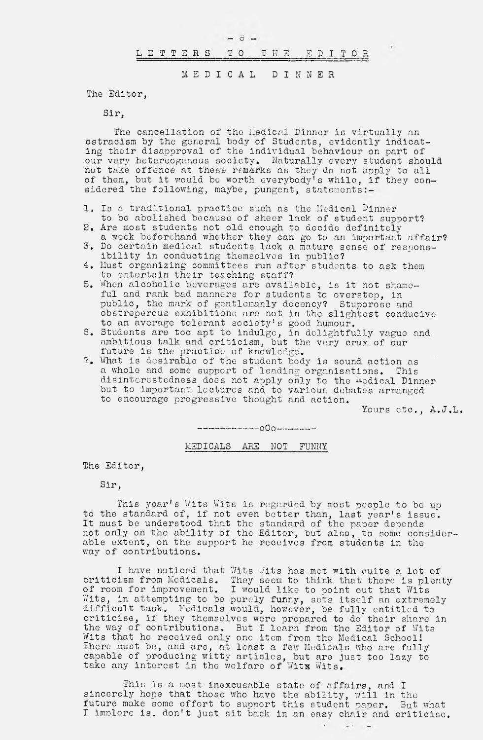# LETTERS TO THE EDITOR

## MEDICAL DINNER

The Editor,

Sir,

The cancellation of the Medical Dinner is virtually an ostracism by the general body of Students, evidently indicating their disapproval of the individual behaviour on part of our very hetereogenous society. Naturally every student should not take offence at these remarks as they do not apply to all of them, but it would be worth everybody's while, if they considered the following, maybe, pungent, statements:-

1. Is a traditional practice such as the Medical Dinner to be abolished because of sheer lack of student support?
2. Are most students not old enough to decide definitely a week beforehand whether they can go to an important affair?
3. Do certain medical students lack a mature sense of responsibility in conducting themselves in public?
4. Must organizing committees run after students to ask them to entertain their teaching staff?
5. When alcoholic beverages are available, is it not shameful and rank bad manners for students to overstep, in public, the mark of gentlemanly decency? Stuporose and obstreperous exhibitions are not in the slightest conducive to an average tolerant society's good humour.
6. Students are too apt to indulge, in delightfully vague and ambitious talk and criticism, but the very crux of our future is the practice of knowledge.
7. What is desirable of the student body is sound action as a whole and some support of leading organisations. This disinterestedness does not apply only to the Medical Dinner but to important lectures and to various debates arranged to encourage progressive thought and action.

Yours etc., A.J.L.

-----------oOo-------

## MEDICALS ARE NOT FUNNY

The Editor,

Sir,

This year's Wits Wits is regarded by most people to be up to the standard of, if not even better than, last year's issue. It must be understood that the standard of the paper depends not only on the ability of the Editor, but also, to some considerable extent, on the support he receives from students in the way of contributions.

I have noticed that Wits Wits has met with quite a lot of criticism from Medicals. They seem to think that there is plenty of room for improvement. I would like to point out that Wits Wits, in attempting to be purely funny, sets itself an extremely difficult task. Medicals would, however, be fully entitled to criticise, if they themselves were prepared to do their share in the way of contributions. But I learn from the Editor of Wits Wits that he received only one item from the Medical School! There must be, and are, at least a few Medicals who are fully capable of producing witty articles, but are just too lazy to take any interest in the welfare of Wits Wits.

This is a most inexcusable state of affairs, and I sincerely hope that those who have the ability, will in the future make some effort to support this student paper. But what I implore is, don't just sit back in an easy chair and criticise.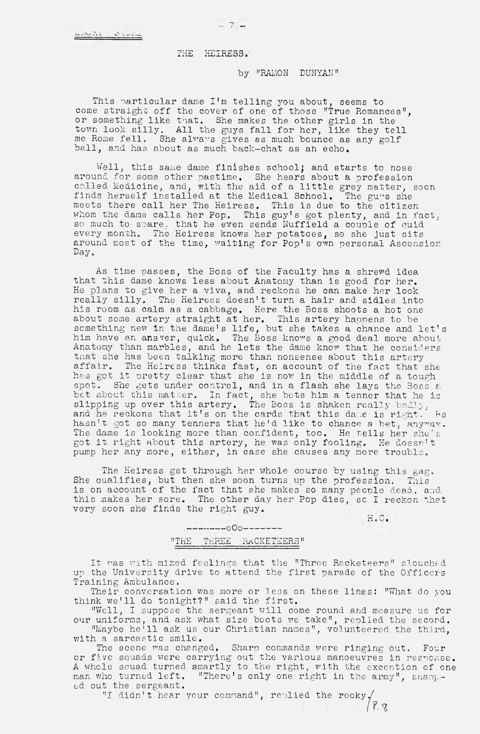SHORT STORY

# THE HEIRESS.

by "RAMON DUNYAN"

This particular dame I'm telling you about, seems to come straight off the cover of one of those "True Romances", or something like that. She makes the other girls in the town look silly. All the guys fall for her, like they tell me Rome fell. She always gives as much bounce as any golf ball, and has about as much back-chat as an echo.

Well, this same dame finishes school; and starts to nose around for some other pastime. She hears about a profession called Medicine, and, with the aid of a little grey matter, soon finds herself installed at the Medical School. The guys she meets there call her The Heiress. This is due to the citizen whom the dame calls her Pop. This guy's got plenty, and in fact, so much to spare, that he even sends Nuffield a couple of quid every month. The Heiress knows her potatoes, so she just sits around most of the time, waiting for Pop's own personal Ascension Day.

As time passes, the Boss of the Faculty has a shrewd idea that this dame knows less about Anatomy than is good for her. He plans to give her a viva, and reckons he can make her look really silly. The Heiress doesn't turn a hair and sidles into his room as calm as a cabbage. Here the Boss shoots a hot one about some artery straight at her. This artery happens to be something new in the dame's life, but she takes a chance and let's him have an answer, quick. The Boss knows a good deal more about Anatomy than marbles, and he lets the dame know that he considers that she has been talking more than nonsense about this artery affair. The Heiress thinks fast, on account of the fact that she has got it pretty clear that she is now in the middle of a tough spot. She gets under control, and in a flash she lays the Boss a bet about this matter. In fact, she bets him a tenner that he is slipping up over this artery. The Boss is shaken really badly, and he reckons that it's on the cards that this dame is right. He hasn't got so many tenners that he'd like to chance a bet, anyway. The dame is looking more than confident, too. He tells her she's got it right about this artery, he was only fooling. He doesn't pump her any more, either, in case she causes any more trouble.

The Heiress get through her whole course by using this gag. She qualifies, but then she soon turns up the profession. This is on account of the fact that she makes so many people dead, and this makes her sore. The other day her Pop dies, so I reckon that very soon she finds the right guy.

H.C.

--------oOo-------

# "THE THREE RACKETEERS"

It was with mixed feelings that the "Three Racketeers" slouched up the University drive to attend the first parade of the Officers Training Ambulance.

Their conversation was more or less on these lines: "What do you think we'll do tonight?" said the first.

"Well, I suppose the sergeant will come round and measure us for our uniforms, and ask what size boots we take", replied the second.

"Maybe he'll ask us our Christian names", volunteered the third, with a sarcastic smile.

The scene was changed. Sharp commands were ringing out. Four or five squads were carrying out the various manoeuvres in response. A whole squad turned smartly to the right, with the exception of one man who turned left. "There's only one right in the army", snapped out the sergeant.

"I didn't hear your command", replied the rooky/

/P.8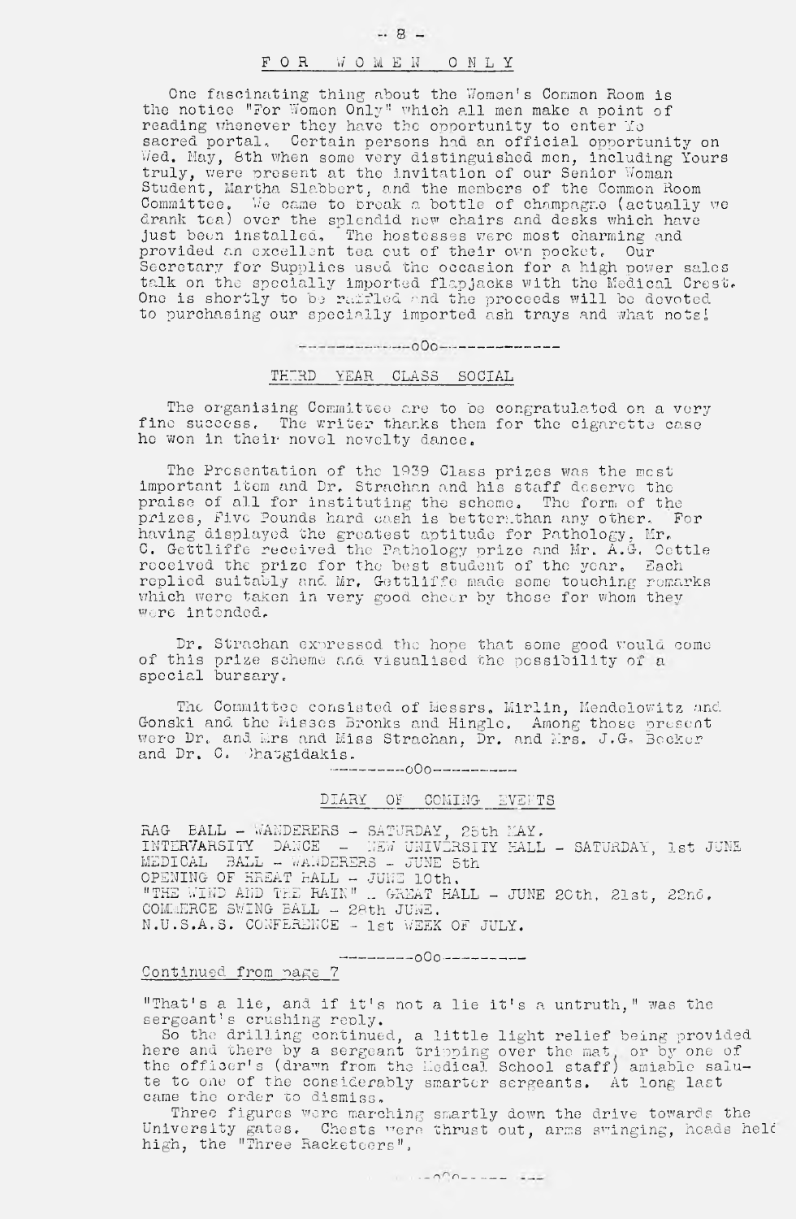## FOR WOMEN ONLY

One fascinating thing about the Women's Common Room is the notice "For Women Only" which all men make a point of reading whenever they have the opportunity to enter Ye sacred portal. Certain persons had an official opportunity on Wed. May, 8th when some very distinguished men, including Yours truly, were present at the invitation of our Senior Woman Student, Martha Slabbert, and the members of the Common Room Committee. We came to break a bottle of champagne (actually we drank tea) over the splendid new chairs and desks which have just been installed. The hostesses were most charming and provided an excellent tea out of their own pocket. Our Secretary for Supplies used the occasion for a high power sales talk on the specially imported flapjacks with the Medical Crest. One is shortly to be raffled and the proceeds will be devoted to purchasing our specially imported ash trays and what nots!

-------------oOo-------------

## THIRD YEAR CLASS SOCIAL

The organising Committee are to be congratulated on a very fine success. The writer thanks them for the cigarette case he won in their novel novelty dance.

The Presentation of the 1939 Class prizes was the most important item and Dr. Strachan and his staff deserve the praise of all for instituting the scheme. The form of the prizes, Five Pounds hard cash is better than any other. For having displayed the greatest aptitude for Pathology, Mr. C. Gettliffe received the Pathology prize and Mr. A.G. Oettle received the prize for the best student of the year. Each replied suitably and Mr. Gettliffe made some touching remarks which were taken in very good cheer by those for whom they were intended.

Dr. Strachan expressed the hope that some good would come of this prize scheme and visualised the possibility of a special bursary.

The Committee consisted of Messrs. Mirlin, Mendelowitz and Gonski and the Misses Bronks and Hingle. Among those present were Dr. and Mrs and Miss Strachan, Dr. and Mrs. J.G. Becker and Dr. C. Chatzgidakis.

----------oOo----------

## DIARY OF COMING EVENTS

RAG BALL - WANDERERS - SATURDAY, 25th MAY.
INTERVARSITY DANCE - NEW UNIVERSITY HALL - SATURDAY, 1st JUNE
MEDICAL BALL - WANDERERS - JUNE 5th
OPENING OF GREAT HALL - JUNE 10th.
"THE WIND AND THE RAIN" .. GREAT HALL - JUNE 20th, 21st, 22nd.
COMMERCE SWING BALL - 28th JUNE.
N.U.S.A.S. CONFERENCE - 1st WEEK OF JULY.

---------oOo---------

Continued from page 7

"That's a lie, and if it's not a lie it's a untruth," was the sergeant's crushing reply.

So the drilling continued, a little light relief being provided here and there by a sergeant tripping over the mat, or by one of the officer's (drawn from the Medical School staff) amiable salute to one of the considerably smarter sergeants. At long last came the order to dismiss.

Three figures were marching smartly down the drive towards the University gates. Chests were thrust out, arms swinging, heads held high, the "Three Racketeers".

-------oOo-------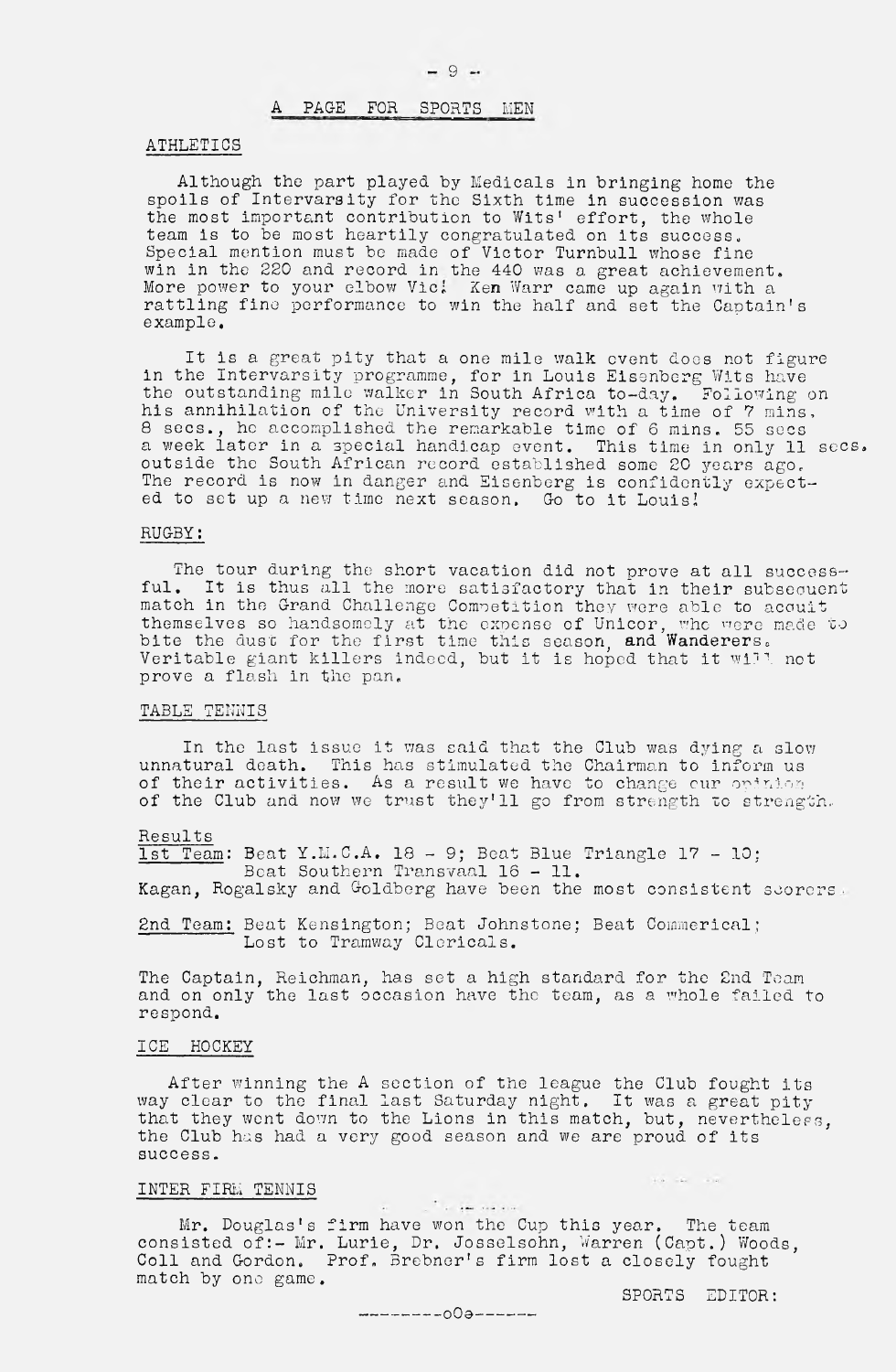## A PAGE FOR SPORTS MEN

### ATHLETICS

Although the part played by Medicals in bringing home the spoils of Intervarsity for the Sixth time in succession was the most important contribution to Wits' effort, the whole team is to be most heartily congratulated on its success. Special mention must be made of Victor Turnbull whose fine win in the 220 and record in the 440 was a great achievement. More power to your elbow Vic! Ken Warr came up again with a rattling fine performance to win the half and set the Captain's example.

It is a great pity that a one mile walk event does not figure in the Intervarsity programme, for in Louis Eisenberg Wits have the outstanding mile walker in South Africa to-day. Following on his annihilation of the University record with a time of 7 mins, 8 secs., he accomplished the remarkable time of 6 mins. 55 secs a week later in a special handicap event. This time in only 11 secs. outside the South African record established some 20 years ago. The record is now in danger and Eisenberg is confidently expected to set up a new time next season. Go to it Louis!

### RUGBY:

The tour during the short vacation did not prove at all successful. It is thus all the more satisfactory that in their subsequent match in the Grand Challenge Competition they were able to acquit themselves so handsomely at the expense of Unicor, who were made to bite the dust for the first time this season, and Wanderers. Veritable giant killers indeed, but it is hoped that it will not prove a flash in the pan.

### TABLE TENNIS

In the last issue it was said that the Club was dying a slow unnatural death. This has stimulated the Chairman to inform us of their activities. As a result we have to change our opinion of the Club and now we trust they'll go from strength to strength.

Results

1st Team: Beat Y.M.C.A. 18 - 9; Beat Blue Triangle 17 - 10;
Beat Southern Transvaal 16 - 11.

Kagan, Rogalsky and Goldberg have been the most consistent scorers.

2nd Team: Beat Kensington; Beat Johnstone; Beat Commerical;
Lost to Tramway Clericals.

The Captain, Reichman, has set a high standard for the 2nd Team and on only the last occasion have the team, as a whole failed to respond.

### ICE HOCKEY

After winning the A section of the league the Club fought its way clear to the final last Saturday night. It was a great pity that they went down to the Lions in this match, but, nevertheless, the Club has had a very good season and we are proud of its success.

### INTER FIRM TENNIS

Mr. Douglas's firm have won the Cup this year. The team consisted of:- Mr. Lurie, Dr. Josselsohn, Warren (Capt.) Woods, Coll and Gordon. Prof. Brebner's firm lost a closely fought match by one game.

SPORTS EDITOR:

---------oOo-------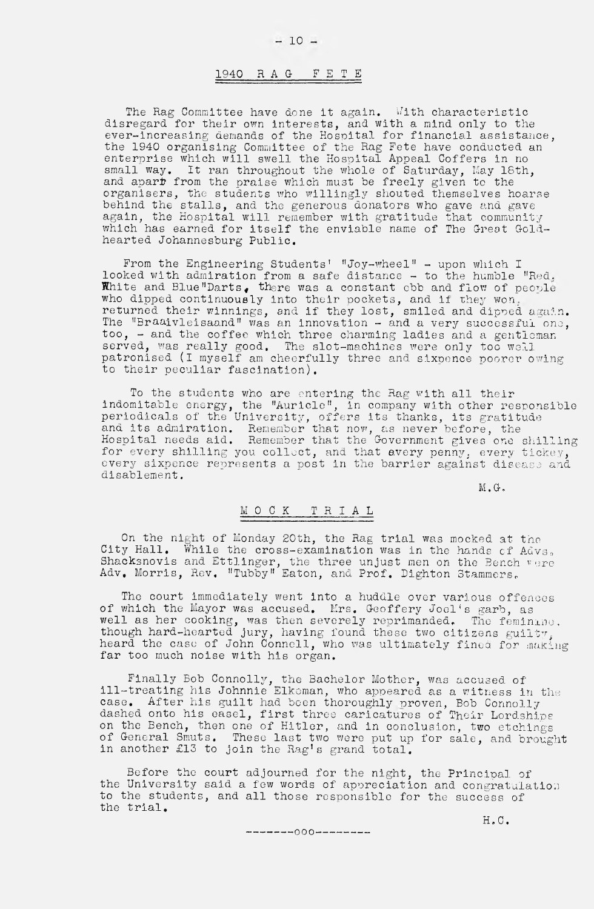## 1940 RAG FETE

The Rag Committee have done it again. With characteristic disregard for their own interests, and with a mind only to the ever-increasing demands of the Hospital for financial assistance, the 1940 organising Committee of the Rag Fete have conducted an enterprise which will swell the Hospital Appeal Coffers in no small way. It ran throughout the whole of Saturday, May 18th, and apart from the praise which must be freely given to the organisers, the students who willingly shouted themselves hoarse behind the stalls, and the generous donators who gave and gave again, the Hospital will remember with gratitude that community which has earned for itself the enviable name of The Great Gold-hearted Johannesburg Public.

From the Engineering Students' "Joy-wheel" - upon which I looked with admiration from a safe distance - to the humble "Red, White and Blue"Darts, there was a constant ebb and flow of people who dipped continuously into their pockets, and if they won, returned their winnings, and if they lost, smiled and dipped again. The "Braaivleisaand" was an innovation - and a very successful one, too, - and the coffee which three charming ladies and a gentleman served, was really good. The slot-machines were only too well patronised (I myself am cheerfully three and sixpence poorer owing to their peculiar fascination).

To the students who are entering the Rag with all their indomitable energy, the "Auricle", in company with other responsible periodicals of the University, offers its thanks, its gratitude and its admiration. Remember that now, as never before, the Hospital needs aid. Remember that the Government gives one shilling for every shilling you collect, and that every penny, every tickey, every sixpence represents a post in the barrier against disease and disablement.

M.G.

## MOCK TRIAL

On the night of Monday 20th, the Rag trial was mocked at the City Hall. While the cross-examination was in the hands of Advs. Shacksnovis and Ettlinger, the three unjust men on the Bench were Adv. Morris, Rev. "Tubby" Eaton, and Prof. Dighton Stammers.

The court immediately went into a huddle over various offences of which the Mayor was accused. Mrs. Geoffery Joel's garb, as well as her cooking, was then severely reprimanded. The feminine, though hard-hearted jury, having found these two citizens guilty, heard the case of John Connell, who was ultimately fined for making far too much noise with his organ.

Finally Bob Connolly, the Bachelor Mother, was accused of ill-treating his Johnnie Elkoman, who appeared as a witness in the case. After his guilt had been thoroughly proven, Bob Connolly dashed onto his easel, first three caricatures of Their Lordships on the Bench, then one of Hitler, and in conclusion, two etchings of General Smuts. These last two were put up for sale, and brought in another £13 to join the Rag's grand total.

Before the court adjourned for the night, the Principal of the University said a few words of appreciation and congratulation to the students, and all those responsible for the success of the trial.

H.C.

--------ooo---------